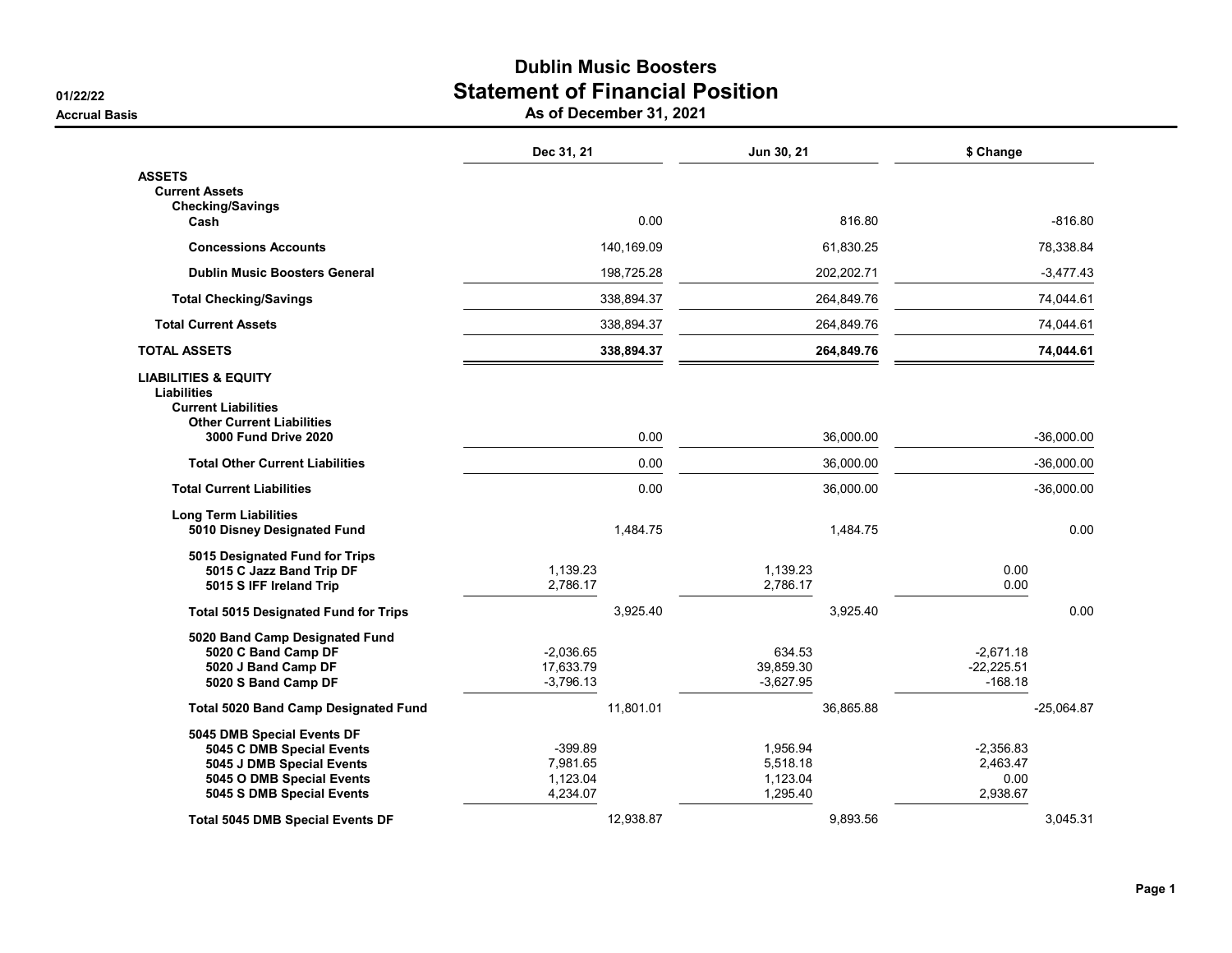# Dublin Music Boosters
## Statement of Financial Position
### As of December 31, 2021

01/22/22

Accrual Basis

| | Dec 31, 21 | | Jun 30, 21 | | $ Change | |
|---|---|---|---|---|---|---|
| **ASSETS** | | | | | | |
| **Current Assets** | | | | | | |
| **Checking/Savings** | | | | | | |
| **Cash** | | 0.00 | | 816.80 | | -816.80 |
| **Concessions Accounts** | | 140,169.09 | | 61,830.25 | | 78,338.84 |
| **Dublin Music Boosters General** | | 198,725.28 | | 202,202.71 | | -3,477.43 |
| **Total Checking/Savings** | | 338,894.37 | | 264,849.76 | | 74,044.61 |
| **Total Current Assets** | | 338,894.37 | | 264,849.76 | | 74,044.61 |
| **TOTAL ASSETS** | | **338,894.37** | | **264,849.76** | | **74,044.61** |
| **LIABILITIES & EQUITY** | | | | | | |
| **Liabilities** | | | | | | |
| **Current Liabilities** | | | | | | |
| **Other Current Liabilities** | | | | | | |
| **3000 Fund Drive 2020** | | 0.00 | | 36,000.00 | | -36,000.00 |
| **Total Other Current Liabilities** | | 0.00 | | 36,000.00 | | -36,000.00 |
| **Total Current Liabilities** | | 0.00 | | 36,000.00 | | -36,000.00 |
| **Long Term Liabilities** | | | | | | |
| **5010 Disney Designated Fund** | | 1,484.75 | | 1,484.75 | | 0.00 |
| **5015 Designated Fund for Trips** | | | | | | |
| **5015 C Jazz Band Trip DF** | 1,139.23 | | 1,139.23 | | 0.00 | |
| **5015 S IFF Ireland Trip** | 2,786.17 | | 2,786.17 | | 0.00 | |
| **Total 5015 Designated Fund for Trips** | | 3,925.40 | | 3,925.40 | | 0.00 |
| **5020 Band Camp Designated Fund** | | | | | | |
| **5020 C Band Camp DF** | -2,036.65 | | 634.53 | | -2,671.18 | |
| **5020 J Band Camp DF** | 17,633.79 | | 39,859.30 | | -22,225.51 | |
| **5020 S Band Camp DF** | -3,796.13 | | -3,627.95 | | -168.18 | |
| **Total 5020 Band Camp Designated Fund** | | 11,801.01 | | 36,865.88 | | -25,064.87 |
| **5045 DMB Special Events DF** | | | | | | |
| **5045 C DMB Special Events** | -399.89 | | 1,956.94 | | -2,356.83 | |
| **5045 J DMB Special Events** | 7,981.65 | | 5,518.18 | | 2,463.47 | |
| **5045 O DMB Special Events** | 1,123.04 | | 1,123.04 | | 0.00 | |
| **5045 S DMB Special Events** | 4,234.07 | | 1,295.40 | | 2,938.67 | |
| **Total 5045 DMB Special Events DF** | | 12,938.87 | | 9,893.56 | | 3,045.31 |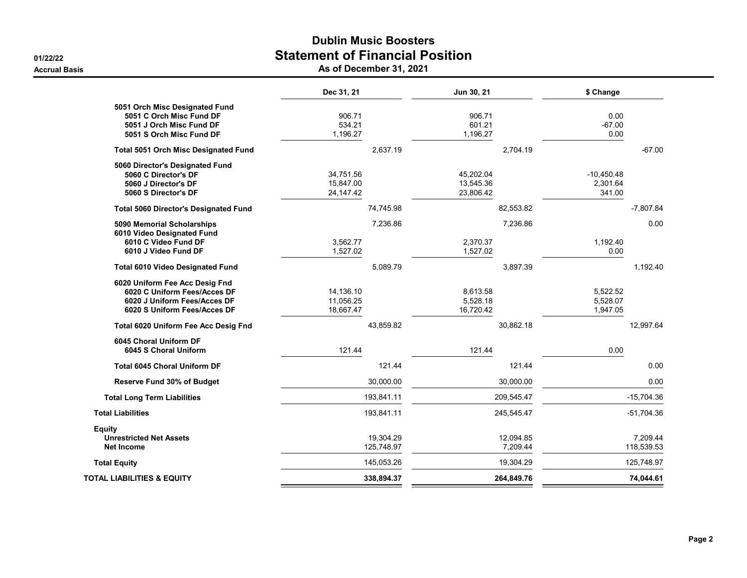# Dublin Music Boosters
## Statement of Financial Position
### As of December 31, 2021

01/22/22
Accrual Basis

| | Dec 31, 21 | | Jun 30, 21 | | $ Change | |
|---|---|---|---|---|---|---|
| 5051 Orch Misc Designated Fund | | | | | | |
| 5051 C Orch Misc Fund DF | 906.71 | | 906.71 | | 0.00 | |
| 5051 J Orch Misc Fund DF | 534.21 | | 601.21 | | -67.00 | |
| 5051 S Orch Misc Fund DF | 1,196.27 | | 1,196.27 | | 0.00 | |
| **Total 5051 Orch Misc Designated Fund** | | 2,637.19 | | 2,704.19 | | -67.00 |
| 5060 Director's Designated Fund | | | | | | |
| 5060 C Director's DF | 34,751.56 | | 45,202.04 | | -10,450.48 | |
| 5060 J Director's DF | 15,847.00 | | 13,545.36 | | 2,301.64 | |
| 5060 S Director's DF | 24,147.42 | | 23,806.42 | | 341.00 | |
| **Total 5060 Director's Designated Fund** | | 74,745.98 | | 82,553.82 | | -7,807.84 |
| 5090 Memorial Scholarships | | 7,236.86 | | 7,236.86 | | 0.00 |
| 6010 Video Designated Fund | | | | | | |
| 6010 C Video Fund DF | 3,562.77 | | 2,370.37 | | 1,192.40 | |
| 6010 J Video Fund DF | 1,527.02 | | 1,527.02 | | 0.00 | |
| **Total 6010 Video Designated Fund** | | 5,089.79 | | 3,897.39 | | 1,192.40 |
| 6020 Uniform Fee Acc Desig Fnd | | | | | | |
| 6020 C Uniform Fees/Acces DF | 14,136.10 | | 8,613.58 | | 5,522.52 | |
| 6020 J Uniform Fees/Acces DF | 11,056.25 | | 5,528.18 | | 5,528.07 | |
| 6020 S Uniform Fees/Acces DF | 18,667.47 | | 16,720.42 | | 1,947.05 | |
| **Total 6020 Uniform Fee Acc Desig Fnd** | | 43,859.82 | | 30,862.18 | | 12,997.64 |
| 6045 Choral Uniform DF | | | | | | |
| 6045 S Choral Uniform | 121.44 | | 121.44 | | 0.00 | |
| **Total 6045 Choral Uniform DF** | | 121.44 | | 121.44 | | 0.00 |
| **Reserve Fund 30% of Budget** | | 30,000.00 | | 30,000.00 | | 0.00 |
| **Total Long Term Liabilities** | | 193,841.11 | | 209,545.47 | | -15,704.36 |
| **Total Liabilities** | | 193,841.11 | | 245,545.47 | | -51,704.36 |
| **Equity** | | | | | | |
| Unrestricted Net Assets | | 19,304.29 | | 12,094.85 | | 7,209.44 |
| Net Income | | 125,748.97 | | 7,209.44 | | 118,539.53 |
| **Total Equity** | | 145,053.26 | | 19,304.29 | | 125,748.97 |
| **TOTAL LIABILITIES & EQUITY** | | **338,894.37** | | **264,849.76** | | **74,044.61** |